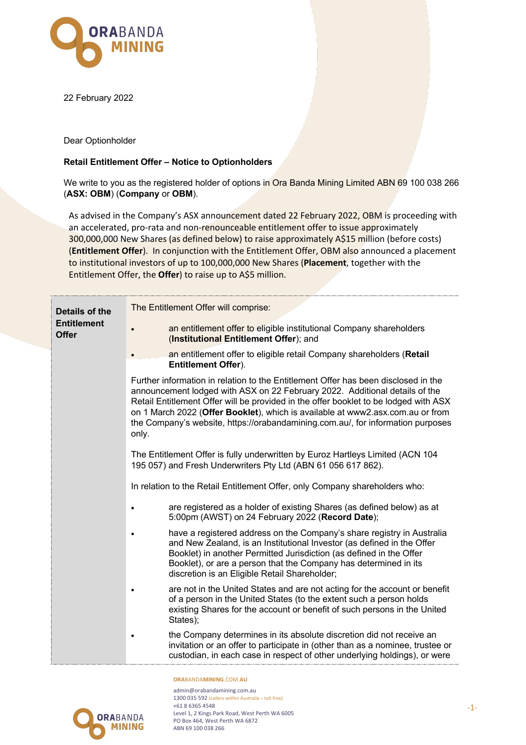22 February 2022

Dear Optionholder

**Retail Entitlement Offer – Notice to Optionholders**

We write to you as the registered holder of options in Ora Banda Mining Limited ABN 69 100 038 266 (**ASX: OBM**) (**Company** or **OBM**).

As advised in the Company's ASX announcement dated 22 February 2022, OBM is proceeding with an accelerated, pro-rata and non-renounceable entitlement offer to issue approximately 300,000,000 New Shares (as defined below) to raise approximately A$15 million (before costs) (**Entitlement Offer**). In conjunction with the Entitlement Offer, OBM also announced a placement to institutional investors of up to 100,000,000 New Shares (**Placement**, together with the Entitlement Offer, the **Offer**) to raise up to A$5 million.

| | |
|---|---|
| **Details of the Entitlement Offer** | The Entitlement Offer will comprise:<br>• an entitlement offer to eligible institutional Company shareholders (**Institutional Entitlement Offer**); and<br>• an entitlement offer to eligible retail Company shareholders (**Retail Entitlement Offer**).<br><br>Further information in relation to the Entitlement Offer has been disclosed in the announcement lodged with ASX on 22 February 2022. Additional details of the Retail Entitlement Offer will be provided in the offer booklet to be lodged with ASX on 1 March 2022 (**Offer Booklet**), which is available at www2.asx.com.au or from the Company's website, https://orabandamining.com.au/, for information purposes only.<br><br>The Entitlement Offer is fully underwritten by Euroz Hartleys Limited (ACN 104 195 057) and Fresh Underwriters Pty Ltd (ABN 61 056 617 862).<br><br>In relation to the Retail Entitlement Offer, only Company shareholders who:<br>• are registered as a holder of existing Shares (as defined below) as at 5:00pm (AWST) on 24 February 2022 (**Record Date**);<br>• have a registered address on the Company's share registry in Australia and New Zealand, is an Institutional Investor (as defined in the Offer Booklet) in another Permitted Jurisdiction (as defined in the Offer Booklet), or are a person that the Company has determined in its discretion is an Eligible Retail Shareholder;<br>• are not in the United States and are not acting for the account or benefit of a person in the United States (to the extent such a person holds existing Shares for the account or benefit of such persons in the United States);<br>• the Company determines in its absolute discretion did not receive an invitation or an offer to participate in (other than as a nominee, trustee or custodian, in each case in respect of other underlying holdings), or were |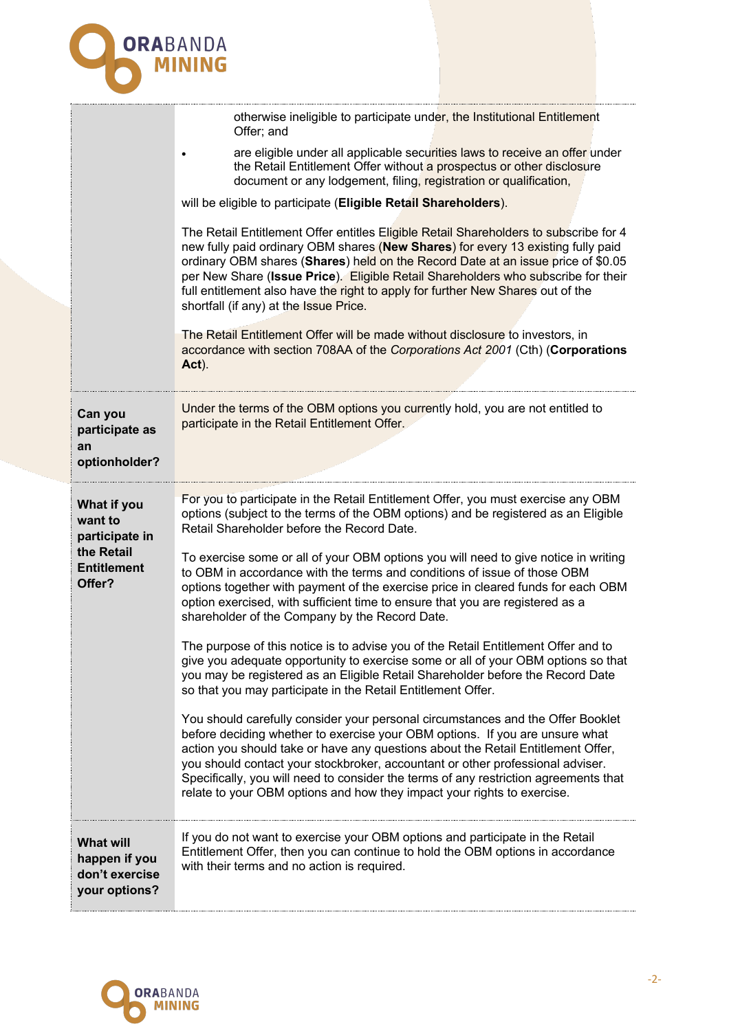| | |
|---|---|
| | - otherwise ineligible to participate under, the Institutional Entitlement Offer; and<br>- are eligible under all applicable securities laws to receive an offer under the Retail Entitlement Offer without a prospectus or other disclosure document or any lodgement, filing, registration or qualification,<br><br>will be eligible to participate (**Eligible Retail Shareholders**).<br><br>The Retail Entitlement Offer entitles Eligible Retail Shareholders to subscribe for 4 new fully paid ordinary OBM shares (**New Shares**) for every 13 existing fully paid ordinary OBM shares (**Shares**) held on the Record Date at an issue price of $0.05 per New Share (**Issue Price**). Eligible Retail Shareholders who subscribe for their full entitlement also have the right to apply for further New Shares out of the shortfall (if any) at the Issue Price.<br><br>The Retail Entitlement Offer will be made without disclosure to investors, in accordance with section 708AA of the *Corporations Act 2001* (Cth) (**Corporations Act**). |
| **Can you participate as an optionholder?** | Under the terms of the OBM options you currently hold, you are not entitled to participate in the Retail Entitlement Offer. |
| **What if you want to participate in the Retail Entitlement Offer?** | For you to participate in the Retail Entitlement Offer, you must exercise any OBM options (subject to the terms of the OBM options) and be registered as an Eligible Retail Shareholder before the Record Date.<br><br>To exercise some or all of your OBM options you will need to give notice in writing to OBM in accordance with the terms and conditions of issue of those OBM options together with payment of the exercise price in cleared funds for each OBM option exercised, with sufficient time to ensure that you are registered as a shareholder of the Company by the Record Date.<br><br>The purpose of this notice is to advise you of the Retail Entitlement Offer and to give you adequate opportunity to exercise some or all of your OBM options so that you may be registered as an Eligible Retail Shareholder before the Record Date so that you may participate in the Retail Entitlement Offer.<br><br>You should carefully consider your personal circumstances and the Offer Booklet before deciding whether to exercise your OBM options. If you are unsure what action you should take or have any questions about the Retail Entitlement Offer, you should contact your stockbroker, accountant or other professional adviser. Specifically, you will need to consider the terms of any restriction agreements that relate to your OBM options and how they impact your rights to exercise. |
| **What will happen if you don't exercise your options?** | If you do not want to exercise your OBM options and participate in the Retail Entitlement Offer, then you can continue to hold the OBM options in accordance with their terms and no action is required. |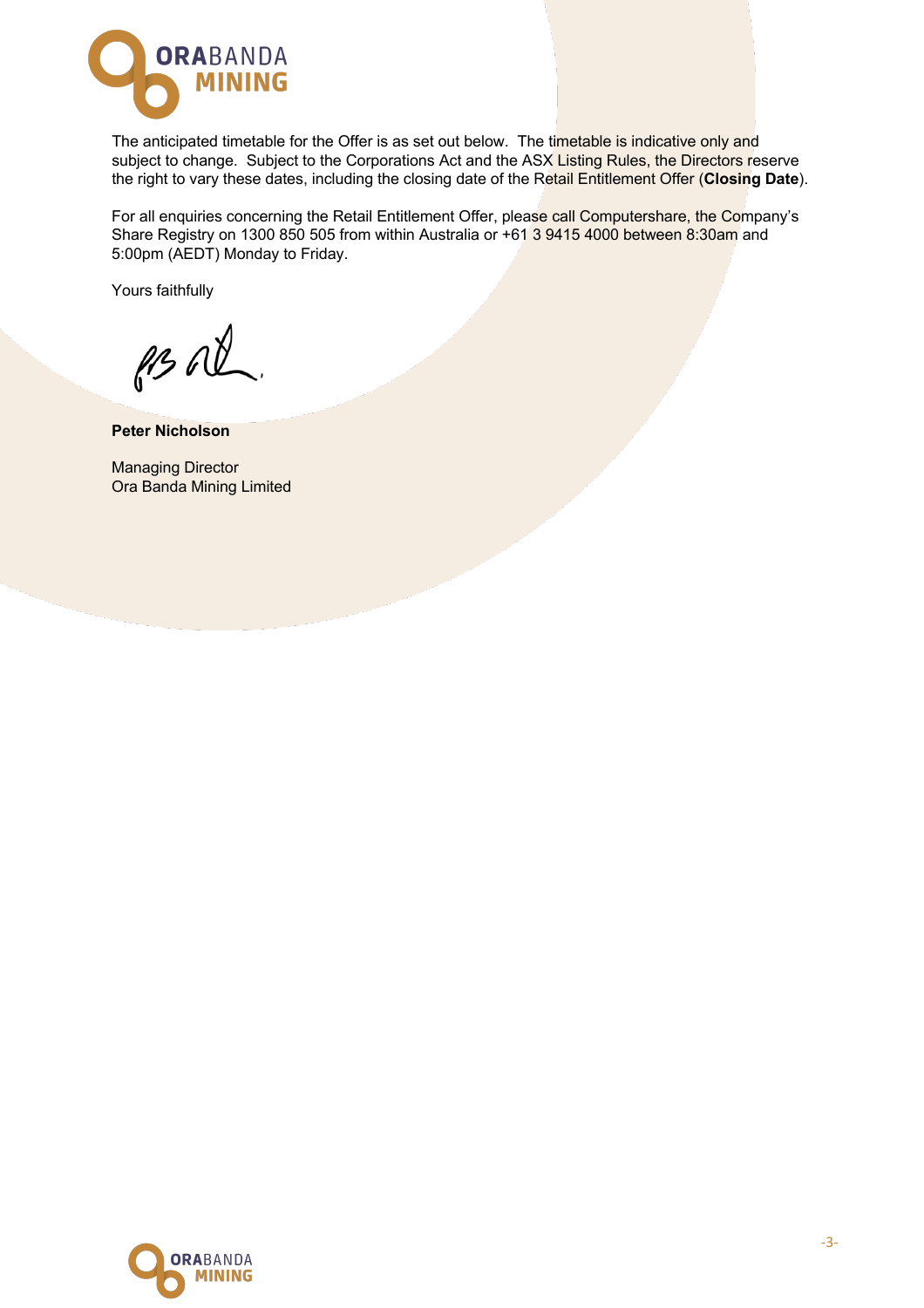The anticipated timetable for the Offer is as set out below. The timetable is indicative only and subject to change. Subject to the Corporations Act and the ASX Listing Rules, the Directors reserve the right to vary these dates, including the closing date of the Retail Entitlement Offer (**Closing Date**).

For all enquiries concerning the Retail Entitlement Offer, please call Computershare, the Company's Share Registry on 1300 850 505 from within Australia or +61 3 9415 4000 between 8:30am and 5:00pm (AEDT) Monday to Friday.

Yours faithfully

**Peter Nicholson**

Managing Director
Ora Banda Mining Limited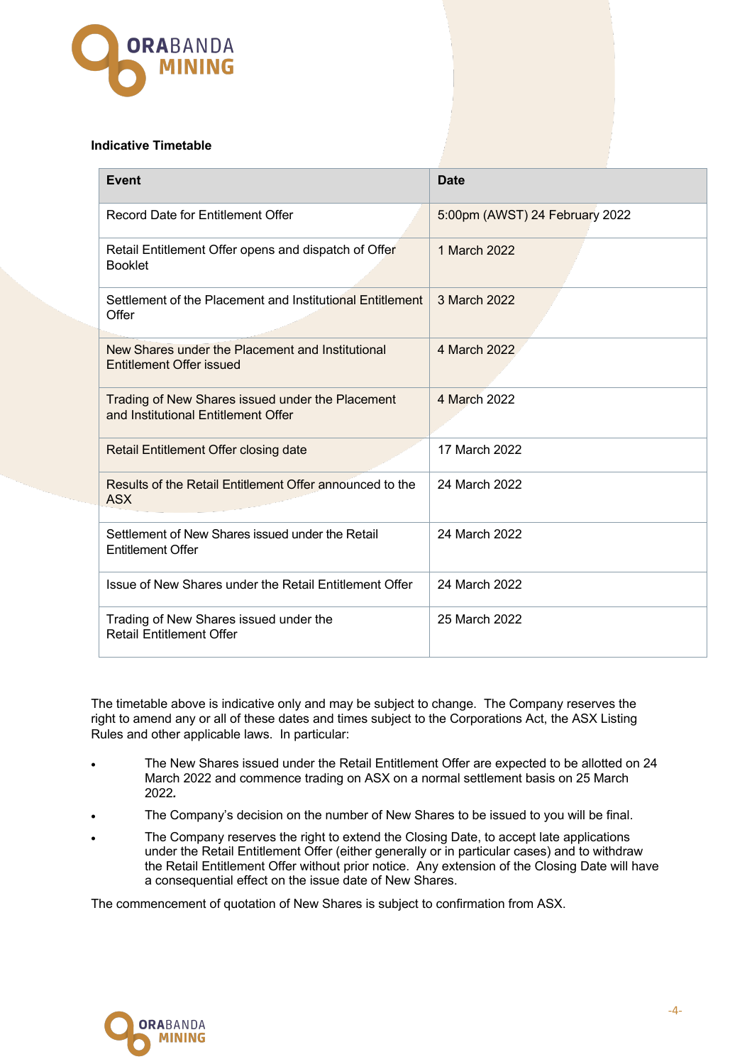**Indicative Timetable**

| Event | Date |
| --- | --- |
| Record Date for Entitlement Offer | 5:00pm (AWST) 24 February 2022 |
| Retail Entitlement Offer opens and dispatch of Offer Booklet | 1 March 2022 |
| Settlement of the Placement and Institutional Entitlement Offer | 3 March 2022 |
| New Shares under the Placement and Institutional Entitlement Offer issued | 4 March 2022 |
| Trading of New Shares issued under the Placement and Institutional Entitlement Offer | 4 March 2022 |
| Retail Entitlement Offer closing date | 17 March 2022 |
| Results of the Retail Entitlement Offer announced to the ASX | 24 March 2022 |
| Settlement of New Shares issued under the Retail Entitlement Offer | 24 March 2022 |
| Issue of New Shares under the Retail Entitlement Offer | 24 March 2022 |
| Trading of New Shares issued under the Retail Entitlement Offer | 25 March 2022 |

The timetable above is indicative only and may be subject to change. The Company reserves the right to amend any or all of these dates and times subject to the Corporations Act, the ASX Listing Rules and other applicable laws. In particular:

- The New Shares issued under the Retail Entitlement Offer are expected to be allotted on 24 March 2022 and commence trading on ASX on a normal settlement basis on 25 March 2022**.**
- The Company's decision on the number of New Shares to be issued to you will be final.
- The Company reserves the right to extend the Closing Date, to accept late applications under the Retail Entitlement Offer (either generally or in particular cases) and to withdraw the Retail Entitlement Offer without prior notice. Any extension of the Closing Date will have a consequential effect on the issue date of New Shares.

The commencement of quotation of New Shares is subject to confirmation from ASX.